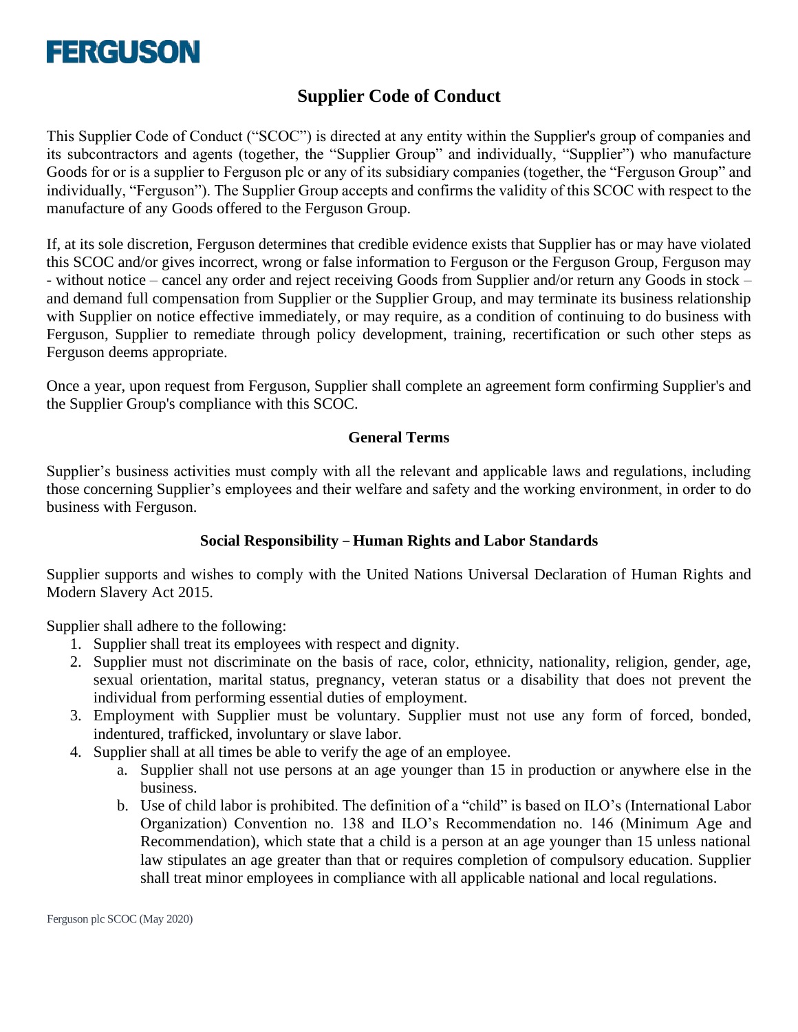FERGUSON

# Supplier Code of Conduct

This Supplier Code of Conduct ("SCOC") is directed at any entity within the Supplier's group of companies and its subcontractors and agents (together, the "Supplier Group" and individually, "Supplier") who manufacture Goods for or is a supplier to Ferguson plc or any of its subsidiary companies (together, the "Ferguson Group" and individually, "Ferguson"). The Supplier Group accepts and confirms the validity of this SCOC with respect to the manufacture of any Goods offered to the Ferguson Group.

If, at its sole discretion, Ferguson determines that credible evidence exists that Supplier has or may have violated this SCOC and/or gives incorrect, wrong or false information to Ferguson or the Ferguson Group, Ferguson may - without notice – cancel any order and reject receiving Goods from Supplier and/or return any Goods in stock – and demand full compensation from Supplier or the Supplier Group, and may terminate its business relationship with Supplier on notice effective immediately, or may require, as a condition of continuing to do business with Ferguson, Supplier to remediate through policy development, training, recertification or such other steps as Ferguson deems appropriate.

Once a year, upon request from Ferguson, Supplier shall complete an agreement form confirming Supplier's and the Supplier Group's compliance with this SCOC.

## General Terms

Supplier's business activities must comply with all the relevant and applicable laws and regulations, including those concerning Supplier's employees and their welfare and safety and the working environment, in order to do business with Ferguson.

## Social Responsibility – Human Rights and Labor Standards

Supplier supports and wishes to comply with the United Nations Universal Declaration of Human Rights and Modern Slavery Act 2015.

Supplier shall adhere to the following:

1. Supplier shall treat its employees with respect and dignity.
2. Supplier must not discriminate on the basis of race, color, ethnicity, nationality, religion, gender, age, sexual orientation, marital status, pregnancy, veteran status or a disability that does not prevent the individual from performing essential duties of employment.
3. Employment with Supplier must be voluntary. Supplier must not use any form of forced, bonded, indentured, trafficked, involuntary or slave labor.
4. Supplier shall at all times be able to verify the age of an employee.
    a. Supplier shall not use persons at an age younger than 15 in production or anywhere else in the business.
    b. Use of child labor is prohibited. The definition of a "child" is based on ILO's (International Labor Organization) Convention no. 138 and ILO's Recommendation no. 146 (Minimum Age and Recommendation), which state that a child is a person at an age younger than 15 unless national law stipulates an age greater than that or requires completion of compulsory education. Supplier shall treat minor employees in compliance with all applicable national and local regulations.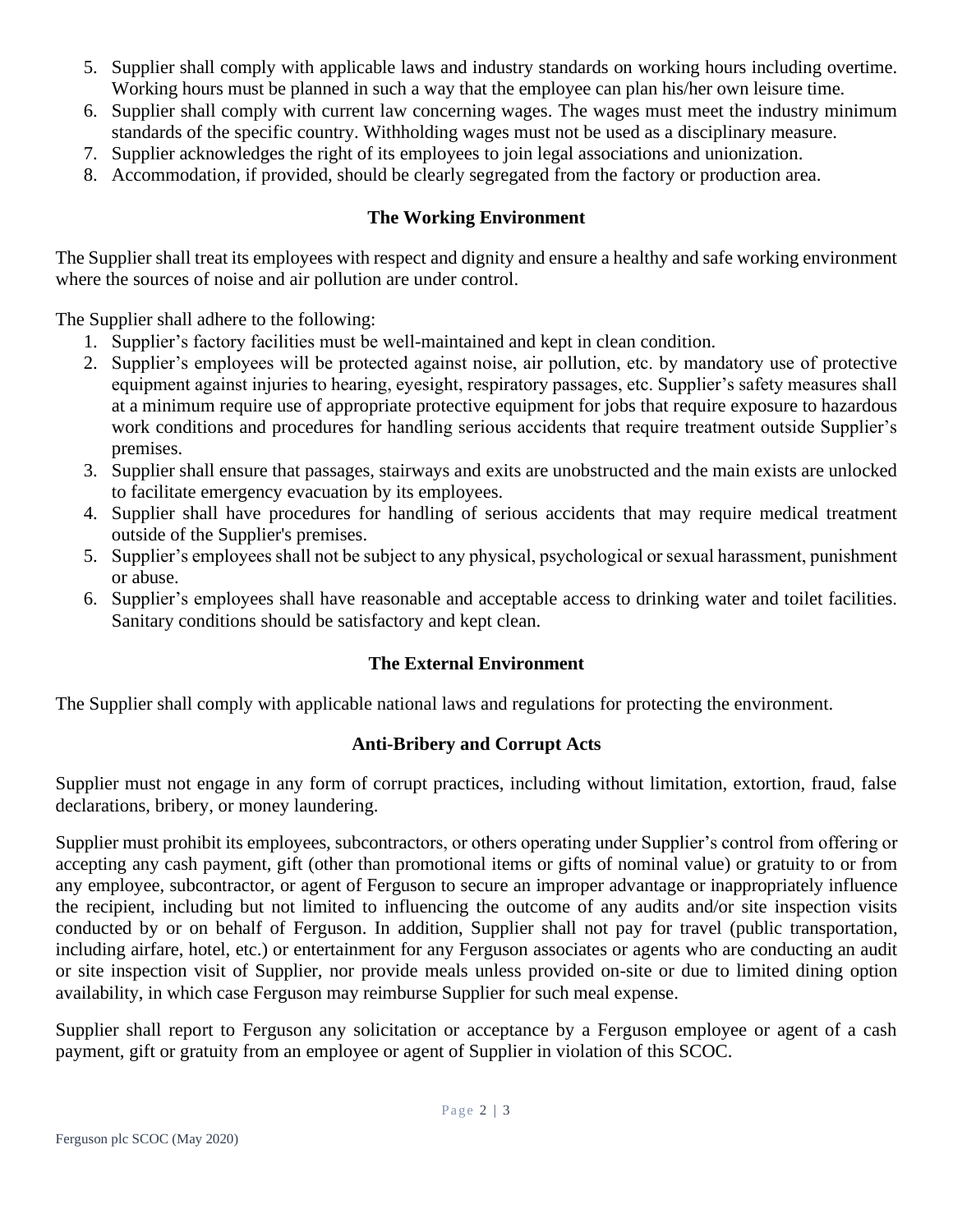5. Supplier shall comply with applicable laws and industry standards on working hours including overtime. Working hours must be planned in such a way that the employee can plan his/her own leisure time.
6. Supplier shall comply with current law concerning wages. The wages must meet the industry minimum standards of the specific country. Withholding wages must not be used as a disciplinary measure.
7. Supplier acknowledges the right of its employees to join legal associations and unionization.
8. Accommodation, if provided, should be clearly segregated from the factory or production area.

## The Working Environment

The Supplier shall treat its employees with respect and dignity and ensure a healthy and safe working environment where the sources of noise and air pollution are under control.

The Supplier shall adhere to the following:

1. Supplier's factory facilities must be well-maintained and kept in clean condition.
2. Supplier's employees will be protected against noise, air pollution, etc. by mandatory use of protective equipment against injuries to hearing, eyesight, respiratory passages, etc. Supplier's safety measures shall at a minimum require use of appropriate protective equipment for jobs that require exposure to hazardous work conditions and procedures for handling serious accidents that require treatment outside Supplier's premises.
3. Supplier shall ensure that passages, stairways and exits are unobstructed and the main exists are unlocked to facilitate emergency evacuation by its employees.
4. Supplier shall have procedures for handling of serious accidents that may require medical treatment outside of the Supplier's premises.
5. Supplier's employees shall not be subject to any physical, psychological or sexual harassment, punishment or abuse.
6. Supplier's employees shall have reasonable and acceptable access to drinking water and toilet facilities. Sanitary conditions should be satisfactory and kept clean.

## The External Environment

The Supplier shall comply with applicable national laws and regulations for protecting the environment.

## Anti-Bribery and Corrupt Acts

Supplier must not engage in any form of corrupt practices, including without limitation, extortion, fraud, false declarations, bribery, or money laundering.

Supplier must prohibit its employees, subcontractors, or others operating under Supplier's control from offering or accepting any cash payment, gift (other than promotional items or gifts of nominal value) or gratuity to or from any employee, subcontractor, or agent of Ferguson to secure an improper advantage or inappropriately influence the recipient, including but not limited to influencing the outcome of any audits and/or site inspection visits conducted by or on behalf of Ferguson. In addition, Supplier shall not pay for travel (public transportation, including airfare, hotel, etc.) or entertainment for any Ferguson associates or agents who are conducting an audit or site inspection visit of Supplier, nor provide meals unless provided on-site or due to limited dining option availability, in which case Ferguson may reimburse Supplier for such meal expense.

Supplier shall report to Ferguson any solicitation or acceptance by a Ferguson employee or agent of a cash payment, gift or gratuity from an employee or agent of Supplier in violation of this SCOC.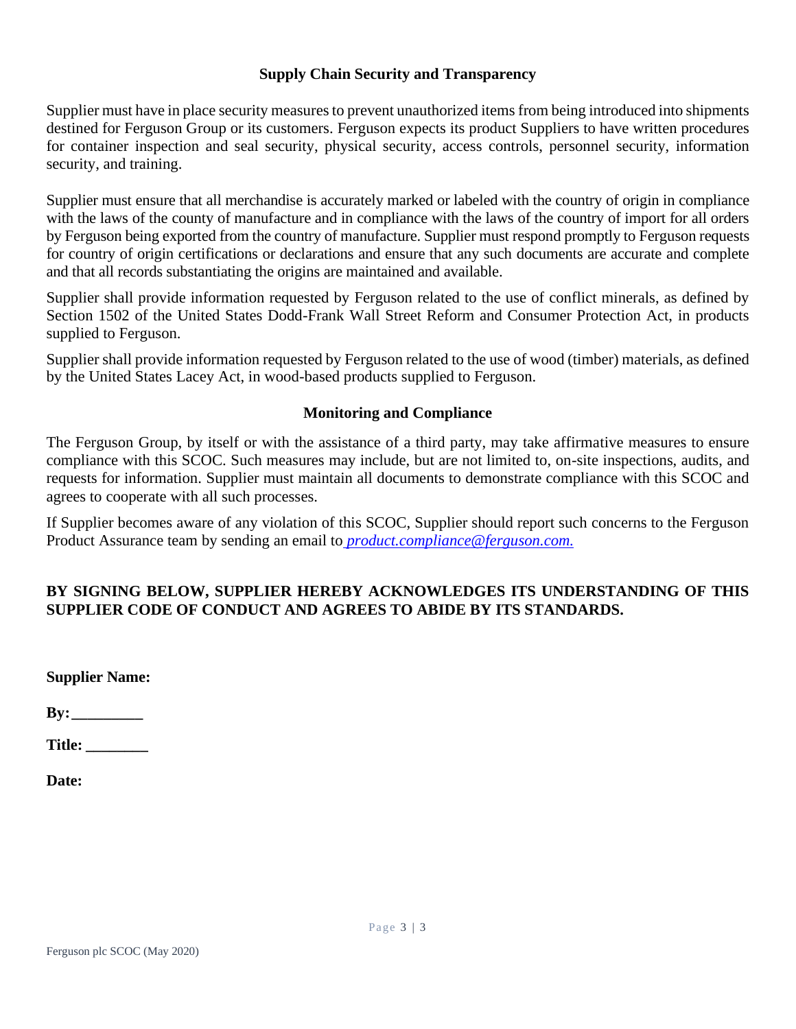## Supply Chain Security and Transparency

Supplier must have in place security measures to prevent unauthorized items from being introduced into shipments destined for Ferguson Group or its customers. Ferguson expects its product Suppliers to have written procedures for container inspection and seal security, physical security, access controls, personnel security, information security, and training.

Supplier must ensure that all merchandise is accurately marked or labeled with the country of origin in compliance with the laws of the county of manufacture and in compliance with the laws of the country of import for all orders by Ferguson being exported from the country of manufacture. Supplier must respond promptly to Ferguson requests for country of origin certifications or declarations and ensure that any such documents are accurate and complete and that all records substantiating the origins are maintained and available.

Supplier shall provide information requested by Ferguson related to the use of conflict minerals, as defined by Section 1502 of the United States Dodd-Frank Wall Street Reform and Consumer Protection Act, in products supplied to Ferguson.

Supplier shall provide information requested by Ferguson related to the use of wood (timber) materials, as defined by the United States Lacey Act, in wood-based products supplied to Ferguson.

## Monitoring and Compliance

The Ferguson Group, by itself or with the assistance of a third party, may take affirmative measures to ensure compliance with this SCOC. Such measures may include, but are not limited to, on-site inspections, audits, and requests for information. Supplier must maintain all documents to demonstrate compliance with this SCOC and agrees to cooperate with all such processes.

If Supplier becomes aware of any violation of this SCOC, Supplier should report such concerns to the Ferguson Product Assurance team by sending an email to *product.compliance@ferguson.com.*

**BY SIGNING BELOW, SUPPLIER HEREBY ACKNOWLEDGES ITS UNDERSTANDING OF THIS SUPPLIER CODE OF CONDUCT AND AGREES TO ABIDE BY ITS STANDARDS.**

**Supplier Name:**

**By:** _________

**Title:** ________

**Date:**

Ferguson plc SCOC (May 2020)